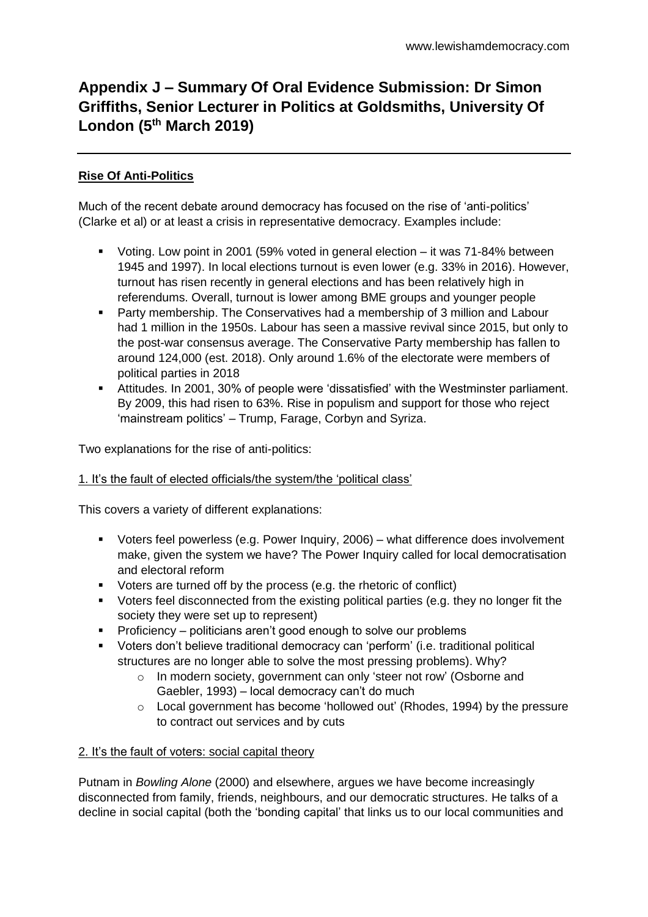# Appendix J – Summary Of Oral Evidence Submission: Dr Simon Griffiths, Senior Lecturer in Politics at Goldsmiths, University Of London (5th March 2019)

## Rise Of Anti-Politics

Much of the recent debate around democracy has focused on the rise of 'anti-politics' (Clarke et al) or at least a crisis in representative democracy. Examples include:

- Voting. Low point in 2001 (59% voted in general election – it was 71-84% between 1945 and 1997). In local elections turnout is even lower (e.g. 33% in 2016). However, turnout has risen recently in general elections and has been relatively high in referendums. Overall, turnout is lower among BME groups and younger people
- Party membership. The Conservatives had a membership of 3 million and Labour had 1 million in the 1950s. Labour has seen a massive revival since 2015, but only to the post-war consensus average. The Conservative Party membership has fallen to around 124,000 (est. 2018). Only around 1.6% of the electorate were members of political parties in 2018
- Attitudes. In 2001, 30% of people were 'dissatisfied' with the Westminster parliament. By 2009, this had risen to 63%. Rise in populism and support for those who reject 'mainstream politics' – Trump, Farage, Corbyn and Syriza.

Two explanations for the rise of anti-politics:

### 1. It's the fault of elected officials/the system/the 'political class'

This covers a variety of different explanations:

- Voters feel powerless (e.g. Power Inquiry, 2006) – what difference does involvement make, given the system we have? The Power Inquiry called for local democratisation and electoral reform
- Voters are turned off by the process (e.g. the rhetoric of conflict)
- Voters feel disconnected from the existing political parties (e.g. they no longer fit the society they were set up to represent)
- Proficiency – politicians aren't good enough to solve our problems
- Voters don't believe traditional democracy can 'perform' (i.e. traditional political structures are no longer able to solve the most pressing problems). Why?
  - In modern society, government can only 'steer not row' (Osborne and Gaebler, 1993) – local democracy can't do much
  - Local government has become 'hollowed out' (Rhodes, 1994) by the pressure to contract out services and by cuts

### 2. It's the fault of voters: social capital theory

Putnam in *Bowling Alone* (2000) and elsewhere, argues we have become increasingly disconnected from family, friends, neighbours, and our democratic structures. He talks of a decline in social capital (both the 'bonding capital' that links us to our local communities and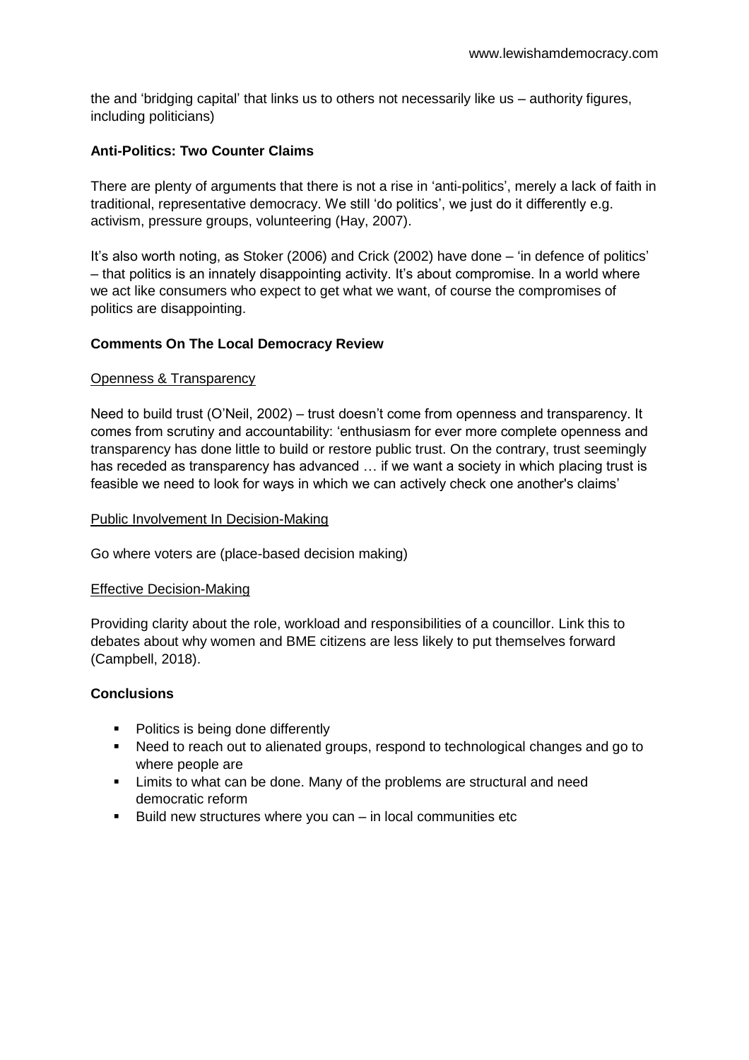the and 'bridging capital' that links us to others not necessarily like us – authority figures, including politicians)

**Anti-Politics: Two Counter Claims**

There are plenty of arguments that there is not a rise in 'anti-politics', merely a lack of faith in traditional, representative democracy. We still 'do politics', we just do it differently e.g. activism, pressure groups, volunteering (Hay, 2007).

It's also worth noting, as Stoker (2006) and Crick (2002) have done – 'in defence of politics' – that politics is an innately disappointing activity. It's about compromise. In a world where we act like consumers who expect to get what we want, of course the compromises of politics are disappointing.

**Comments On The Local Democracy Review**

Openness & Transparency

Need to build trust (O'Neil, 2002) – trust doesn't come from openness and transparency. It comes from scrutiny and accountability: 'enthusiasm for ever more complete openness and transparency has done little to build or restore public trust. On the contrary, trust seemingly has receded as transparency has advanced … if we want a society in which placing trust is feasible we need to look for ways in which we can actively check one another's claims'

Public Involvement In Decision-Making

Go where voters are (place-based decision making)

Effective Decision-Making

Providing clarity about the role, workload and responsibilities of a councillor. Link this to debates about why women and BME citizens are less likely to put themselves forward (Campbell, 2018).

**Conclusions**

- Politics is being done differently
- Need to reach out to alienated groups, respond to technological changes and go to where people are
- Limits to what can be done. Many of the problems are structural and need democratic reform
- Build new structures where you can – in local communities etc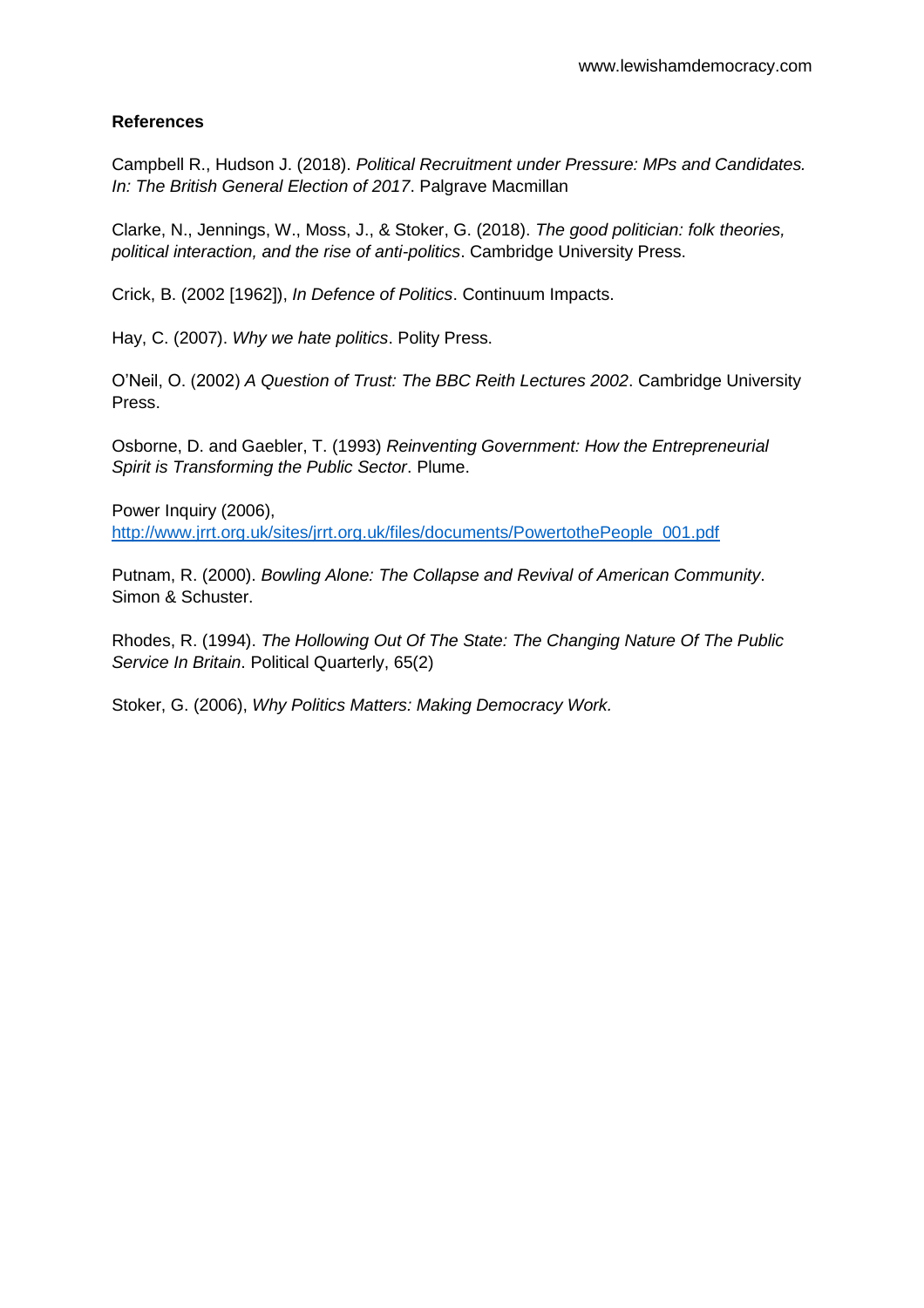**References**

Campbell R., Hudson J. (2018). *Political Recruitment under Pressure: MPs and Candidates. In: The British General Election of 2017*. Palgrave Macmillan

Clarke, N., Jennings, W., Moss, J., & Stoker, G. (2018). *The good politician: folk theories, political interaction, and the rise of anti-politics*. Cambridge University Press.

Crick, B. (2002 [1962]), *In Defence of Politics*. Continuum Impacts.

Hay, C. (2007). *Why we hate politics*. Polity Press.

O'Neil, O. (2002) *A Question of Trust: The BBC Reith Lectures 2002*. Cambridge University Press.

Osborne, D. and Gaebler, T. (1993) *Reinventing Government: How the Entrepreneurial Spirit is Transforming the Public Sector*. Plume.

Power Inquiry (2006), [http://www.jrrt.org.uk/sites/jrrt.org.uk/files/documents/PowertothePeople_001.pdf](http://www.jrrt.org.uk/sites/jrrt.org.uk/files/documents/PowertothePeople_001.pdf)

Putnam, R. (2000). *Bowling Alone: The Collapse and Revival of American Community*. Simon & Schuster.

Rhodes, R. (1994). *The Hollowing Out Of The State: The Changing Nature Of The Public Service In Britain*. Political Quarterly, 65(2)

Stoker, G. (2006), *Why Politics Matters: Making Democracy Work.*